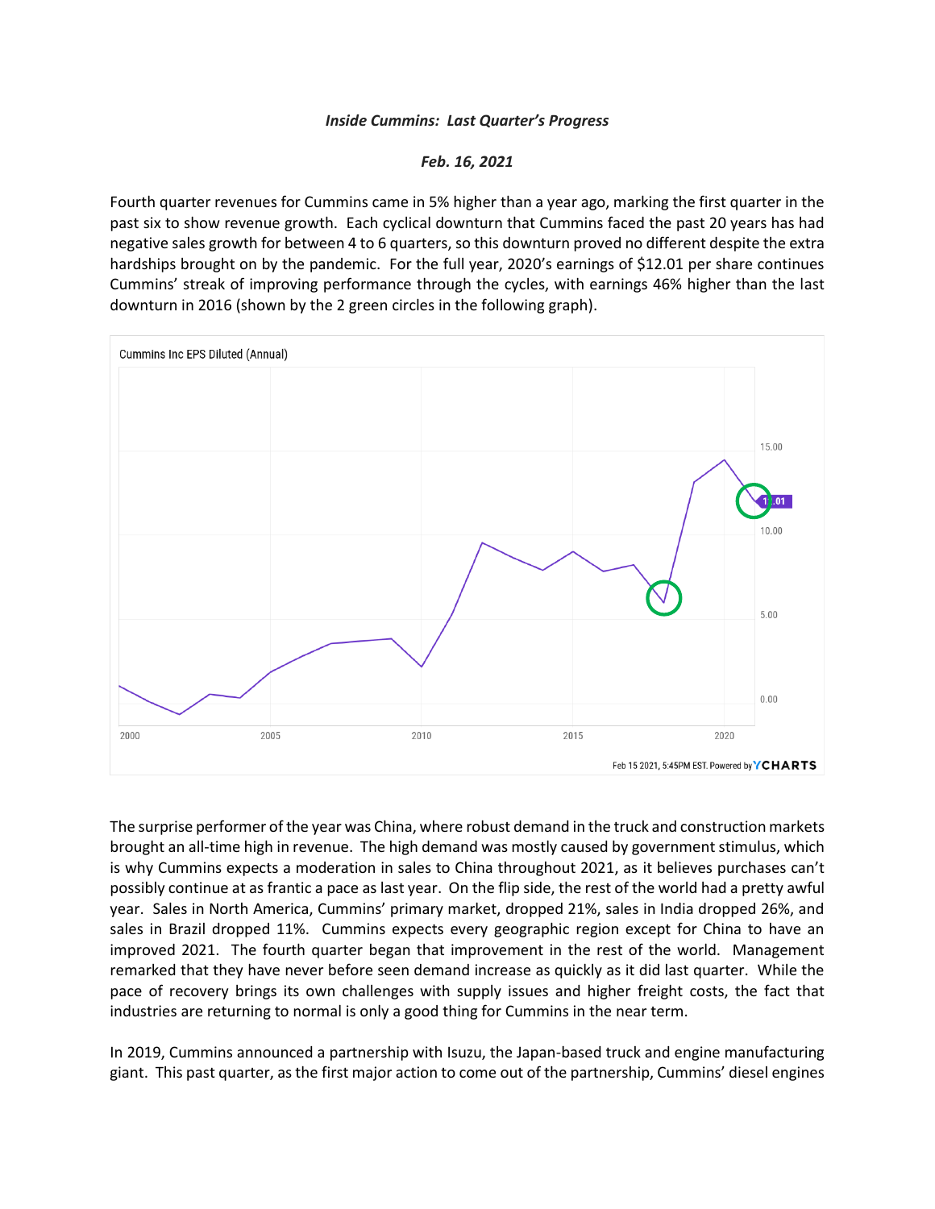***Inside Cummins: Last Quarter's Progress***

***Feb. 16, 2021***

Fourth quarter revenues for Cummins came in 5% higher than a year ago, marking the first quarter in the past six to show revenue growth. Each cyclical downturn that Cummins faced the past 20 years has had negative sales growth for between 4 to 6 quarters, so this downturn proved no different despite the extra hardships brought on by the pandemic. For the full year, 2020's earnings of $12.01 per share continues Cummins' streak of improving performance through the cycles, with earnings 46% higher than the last downturn in 2016 (shown by the 2 green circles in the following graph).

Cummins Inc EPS Diluted (Annual)

Feb 15 2021, 5:45PM EST. Powered by YCHARTS

The surprise performer of the year was China, where robust demand in the truck and construction markets brought an all-time high in revenue. The high demand was mostly caused by government stimulus, which is why Cummins expects a moderation in sales to China throughout 2021, as it believes purchases can't possibly continue at as frantic a pace as last year. On the flip side, the rest of the world had a pretty awful year. Sales in North America, Cummins' primary market, dropped 21%, sales in India dropped 26%, and sales in Brazil dropped 11%. Cummins expects every geographic region except for China to have an improved 2021. The fourth quarter began that improvement in the rest of the world. Management remarked that they have never before seen demand increase as quickly as it did last quarter. While the pace of recovery brings its own challenges with supply issues and higher freight costs, the fact that industries are returning to normal is only a good thing for Cummins in the near term.

In 2019, Cummins announced a partnership with Isuzu, the Japan-based truck and engine manufacturing giant. This past quarter, as the first major action to come out of the partnership, Cummins' diesel engines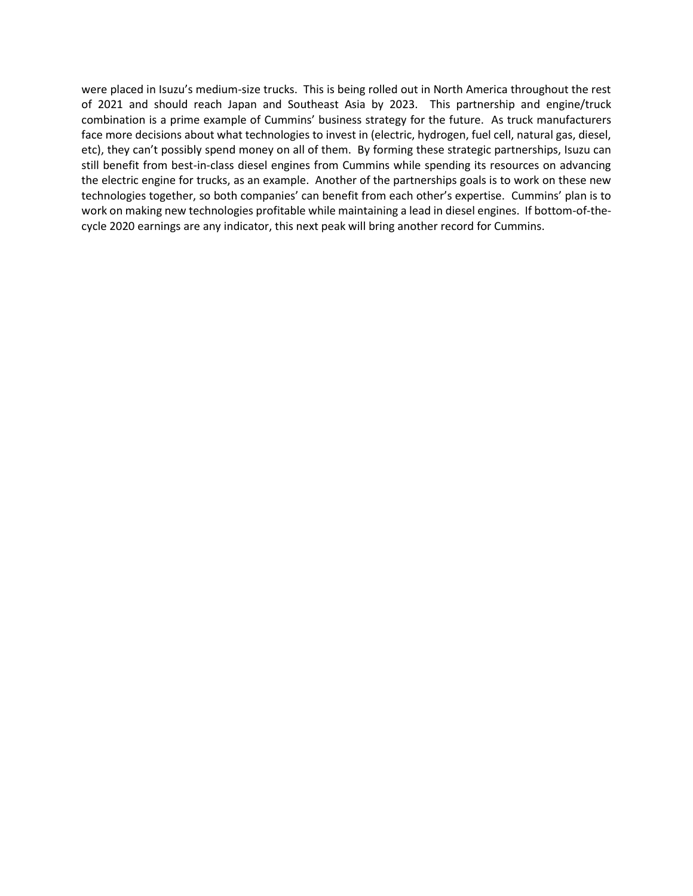were placed in Isuzu's medium-size trucks.  This is being rolled out in North America throughout the rest of 2021 and should reach Japan and Southeast Asia by 2023.  This partnership and engine/truck combination is a prime example of Cummins' business strategy for the future.  As truck manufacturers face more decisions about what technologies to invest in (electric, hydrogen, fuel cell, natural gas, diesel, etc), they can't possibly spend money on all of them.  By forming these strategic partnerships, Isuzu can still benefit from best-in-class diesel engines from Cummins while spending its resources on advancing the electric engine for trucks, as an example.  Another of the partnerships goals is to work on these new technologies together, so both companies' can benefit from each other's expertise.  Cummins' plan is to work on making new technologies profitable while maintaining a lead in diesel engines.  If bottom-of-the-cycle 2020 earnings are any indicator, this next peak will bring another record for Cummins.